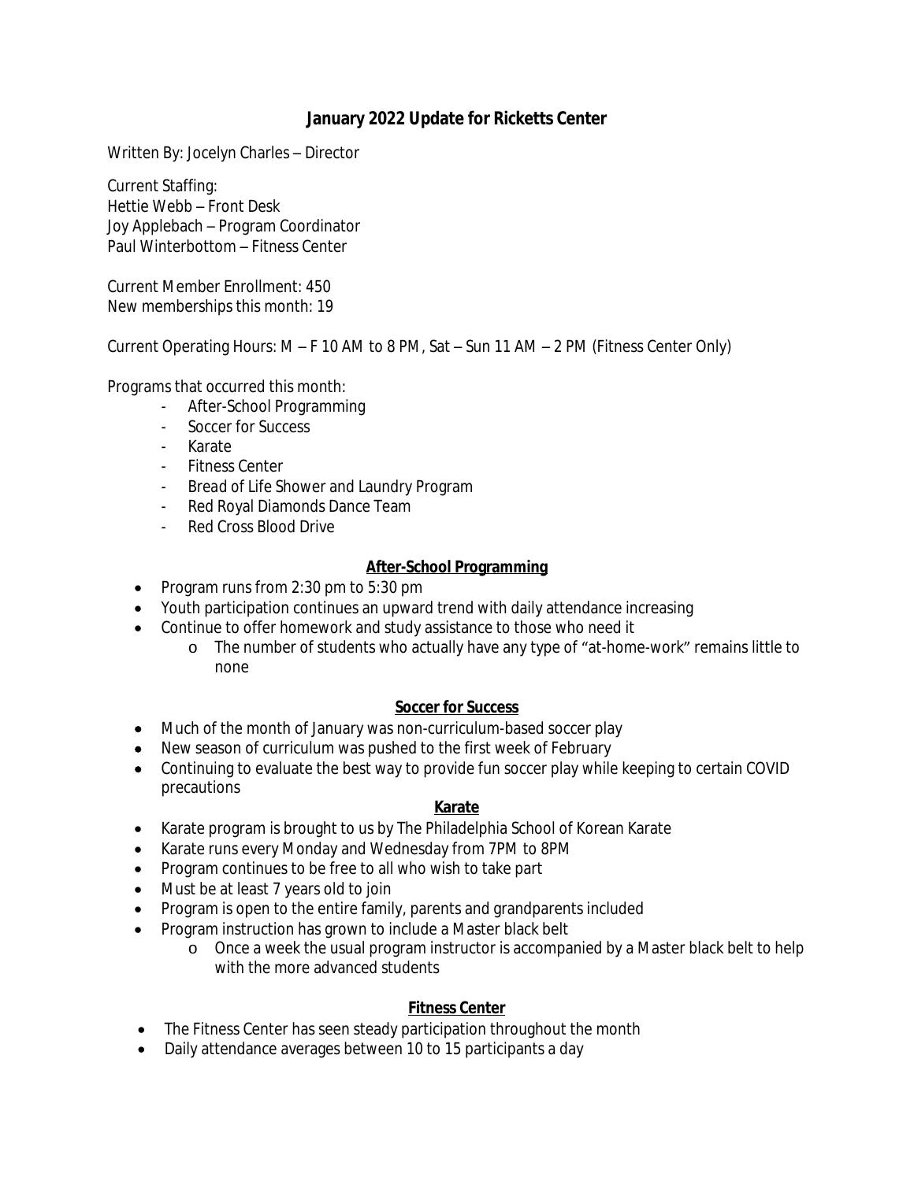# January 2022 Update for Ricketts Center

Written By: Jocelyn Charles – Director

Current Staffing:
Hettie Webb – Front Desk
Joy Applebach – Program Coordinator
Paul Winterbottom – Fitness Center

Current Member Enrollment: 450
New memberships this month: 19

Current Operating Hours: M – F 10 AM to 8 PM, Sat – Sun 11 AM – 2 PM (Fitness Center Only)

Programs that occurred this month:

- After-School Programming
- Soccer for Success
- Karate
- Fitness Center
- Bread of Life Shower and Laundry Program
- Red Royal Diamonds Dance Team
- Red Cross Blood Drive

## After-School Programming

- Program runs from 2:30 pm to 5:30 pm
- Youth participation continues an upward trend with daily attendance increasing
- Continue to offer homework and study assistance to those who need it
    - The number of students who actually have any type of "at-home-work" remains little to none

## Soccer for Success

- Much of the month of January was non-curriculum-based soccer play
- New season of curriculum was pushed to the first week of February
- Continuing to evaluate the best way to provide fun soccer play while keeping to certain COVID precautions

## Karate

- Karate program is brought to us by The Philadelphia School of Korean Karate
- Karate runs every Monday and Wednesday from 7PM to 8PM
- Program continues to be free to all who wish to take part
- Must be at least 7 years old to join
- Program is open to the entire family, parents and grandparents included
- Program instruction has grown to include a Master black belt
    - Once a week the usual program instructor is accompanied by a Master black belt to help with the more advanced students

## Fitness Center

- The Fitness Center has seen steady participation throughout the month
- Daily attendance averages between 10 to 15 participants a day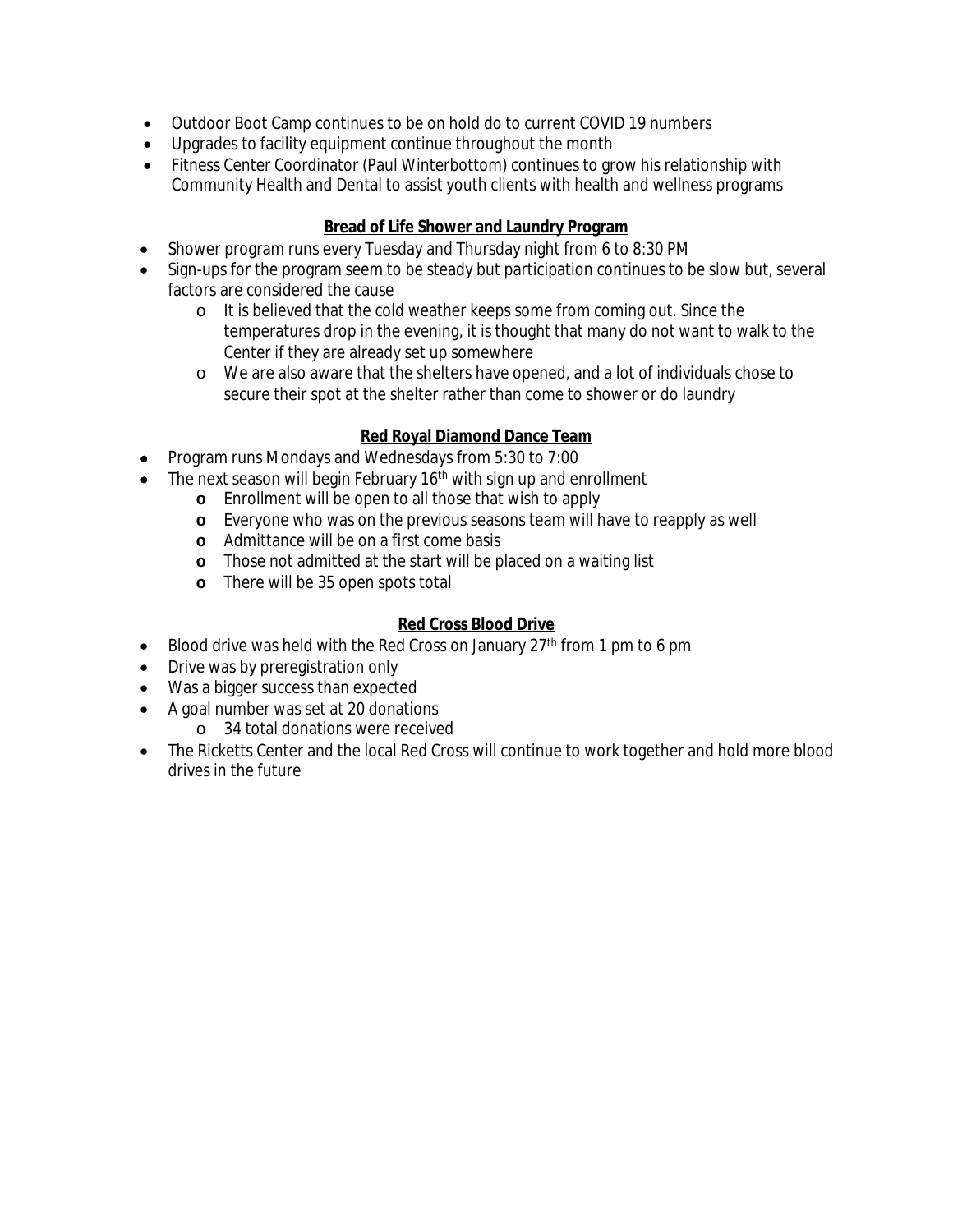- Outdoor Boot Camp continues to be on hold do to current COVID 19 numbers
- Upgrades to facility equipment continue throughout the month
- Fitness Center Coordinator (Paul Winterbottom) continues to grow his relationship with Community Health and Dental to assist youth clients with health and wellness programs

**Bread of Life Shower and Laundry Program**

- Shower program runs every Tuesday and Thursday night from 6 to 8:30 PM
- Sign-ups for the program seem to be steady but participation continues to be slow but, several factors are considered the cause
  - It is believed that the cold weather keeps some from coming out. Since the temperatures drop in the evening, it is thought that many do not want to walk to the Center if they are already set up somewhere
  - We are also aware that the shelters have opened, and a lot of individuals chose to secure their spot at the shelter rather than come to shower or do laundry

**Red Royal Diamond Dance Team**

- Program runs Mondays and Wednesdays from 5:30 to 7:00
- The next season will begin February 16th with sign up and enrollment
  - Enrollment will be open to all those that wish to apply
  - Everyone who was on the previous seasons team will have to reapply as well
  - Admittance will be on a first come basis
  - Those not admitted at the start will be placed on a waiting list
  - There will be 35 open spots total

**Red Cross Blood Drive**

- Blood drive was held with the Red Cross on January 27th from 1 pm to 6 pm
- Drive was by preregistration only
- Was a bigger success than expected
- A goal number was set at 20 donations
  - 34 total donations were received
- The Ricketts Center and the local Red Cross will continue to work together and hold more blood drives in the future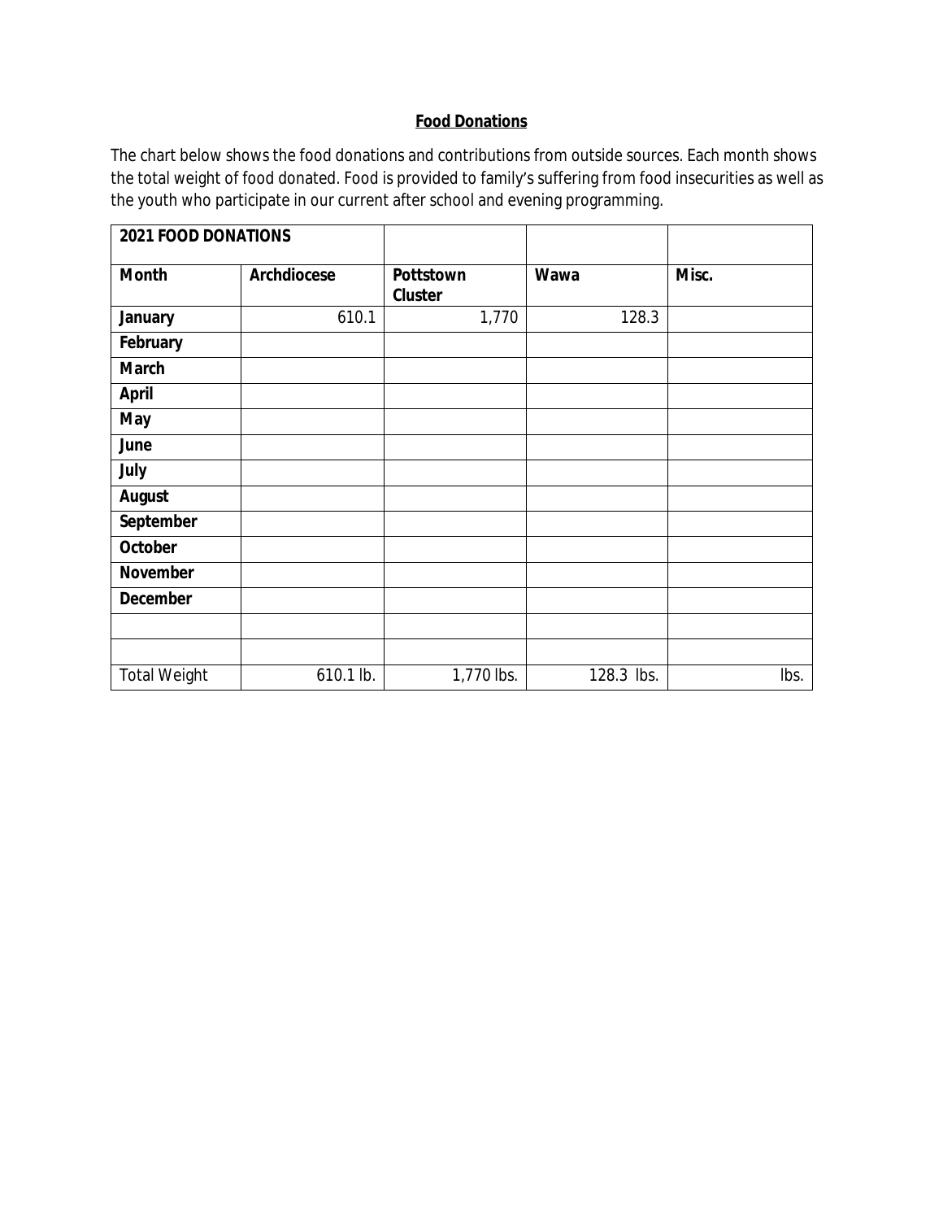**Food Donations**

The chart below shows the food donations and contributions from outside sources. Each month shows the total weight of food donated. Food is provided to family's suffering from food insecurities as well as the youth who participate in our current after school and evening programming.

| 2021 FOOD DONATIONS | | | | |
|---|---|---|---|---|
| **Month** | **Archdiocese** | **Pottstown Cluster** | **Wawa** | **Misc.** |
| **January** | 610.1 | 1,770 | 128.3 | |
| **February** | | | | |
| **March** | | | | |
| **April** | | | | |
| **May** | | | | |
| **June** | | | | |
| **July** | | | | |
| **August** | | | | |
| **September** | | | | |
| **October** | | | | |
| **November** | | | | |
| **December** | | | | |
| | | | | |
| | | | | |
| Total Weight | 610.1 lb. | 1,770 lbs. | 128.3 lbs. | lbs. |